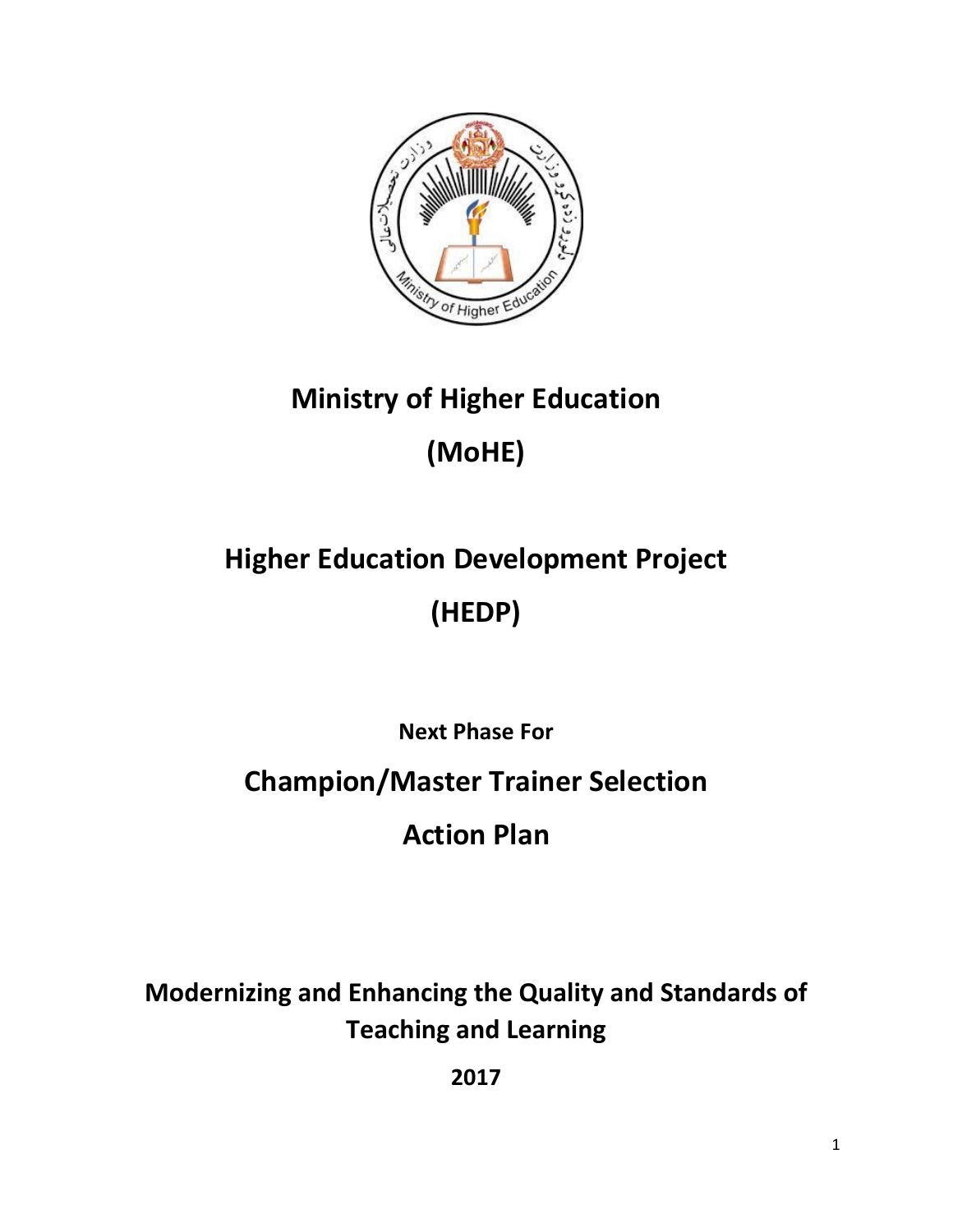# Ministry of Higher Education

# (MoHE)

# Higher Education Development Project

# (HEDP)

**Next Phase For**

## Champion/Master Trainer Selection

## Action Plan

**Modernizing and Enhancing the Quality and Standards of Teaching and Learning**

**2017**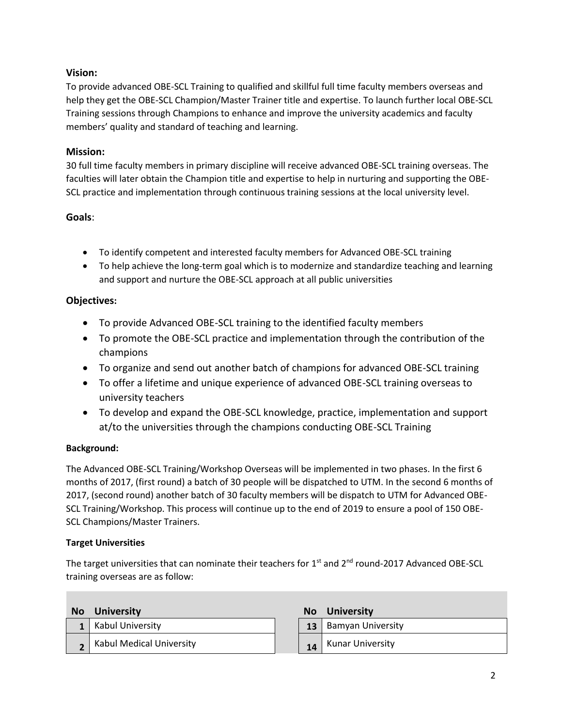## Vision:

To provide advanced OBE-SCL Training to qualified and skillful full time faculty members overseas and help they get the OBE-SCL Champion/Master Trainer title and expertise. To launch further local OBE-SCL Training sessions through Champions to enhance and improve the university academics and faculty members' quality and standard of teaching and learning.

## Mission:

30 full time faculty members in primary discipline will receive advanced OBE-SCL training overseas. The faculties will later obtain the Champion title and expertise to help in nurturing and supporting the OBE-SCL practice and implementation through continuous training sessions at the local university level.

## Goals:

- To identify competent and interested faculty members for Advanced OBE-SCL training
- To help achieve the long-term goal which is to modernize and standardize teaching and learning and support and nurture the OBE-SCL approach at all public universities

## Objectives:

- To provide Advanced OBE-SCL training to the identified faculty members
- To promote the OBE-SCL practice and implementation through the contribution of the champions
- To organize and send out another batch of champions for advanced OBE-SCL training
- To offer a lifetime and unique experience of advanced OBE-SCL training overseas to university teachers
- To develop and expand the OBE-SCL knowledge, practice, implementation and support at/to the universities through the champions conducting OBE-SCL Training

**Background:**

The Advanced OBE-SCL Training/Workshop Overseas will be implemented in two phases. In the first 6 months of 2017, (first round) a batch of 30 people will be dispatched to UTM. In the second 6 months of 2017, (second round) another batch of 30 faculty members will be dispatch to UTM for Advanced OBE-SCL Training/Workshop. This process will continue up to the end of 2019 to ensure a pool of 150 OBE-SCL Champions/Master Trainers.

**Target Universities**

The target universities that can nominate their teachers for 1st and 2nd round-2017 Advanced OBE-SCL training overseas are as follow:

| No | University |
|---|---|
| 1 | Kabul University |
| 2 | Kabul Medical University |
| 13 | Bamyan University |
| 14 | Kunar University |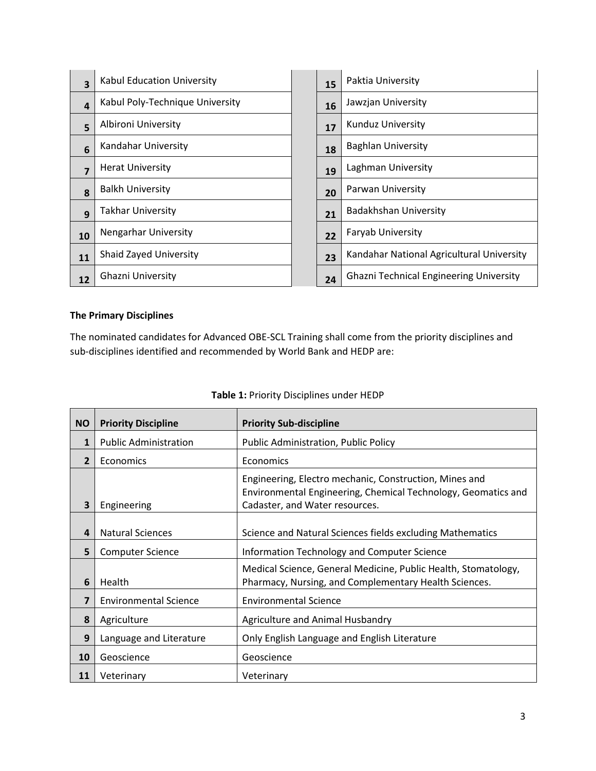| | | | | |
|---|---|---|---|---|
| **3** | Kabul Education University | | **15** | Paktia University |
| **4** | Kabul Poly-Technique University | | **16** | Jawzjan University |
| **5** | Albironi University | | **17** | Kunduz University |
| **6** | Kandahar University | | **18** | Baghlan University |
| **7** | Herat University | | **19** | Laghman University |
| **8** | Balkh University | | **20** | Parwan University |
| **9** | Takhar University | | **21** | Badakhshan University |
| **10** | Nengarhar University | | **22** | Faryab University |
| **11** | Shaid Zayed University | | **23** | Kandahar National Agricultural University |
| **12** | Ghazni University | | **24** | Ghazni Technical Engineering University |

**The Primary Disciplines**

The nominated candidates for Advanced OBE-SCL Training shall come from the priority disciplines and sub-disciplines identified and recommended by World Bank and HEDP are:

**Table 1:** Priority Disciplines under HEDP

| NO | Priority Discipline | Priority Sub-discipline |
|---|---|---|
| 1 | Public Administration | Public Administration, Public Policy |
| 2 | Economics | Economics |
| 3 | Engineering | Engineering, Electro mechanic, Construction, Mines and Environmental Engineering, Chemical Technology, Geomatics and Cadaster, and Water resources. |
| 4 | Natural Sciences | Science and Natural Sciences fields excluding Mathematics |
| 5 | Computer Science | Information Technology and Computer Science |
| 6 | Health | Medical Science, General Medicine, Public Health, Stomatology, Pharmacy, Nursing, and Complementary Health Sciences. |
| 7 | Environmental Science | Environmental Science |
| 8 | Agriculture | Agriculture and Animal Husbandry |
| 9 | Language and Literature | Only English Language and English Literature |
| 10 | Geoscience | Geoscience |
| 11 | Veterinary | Veterinary |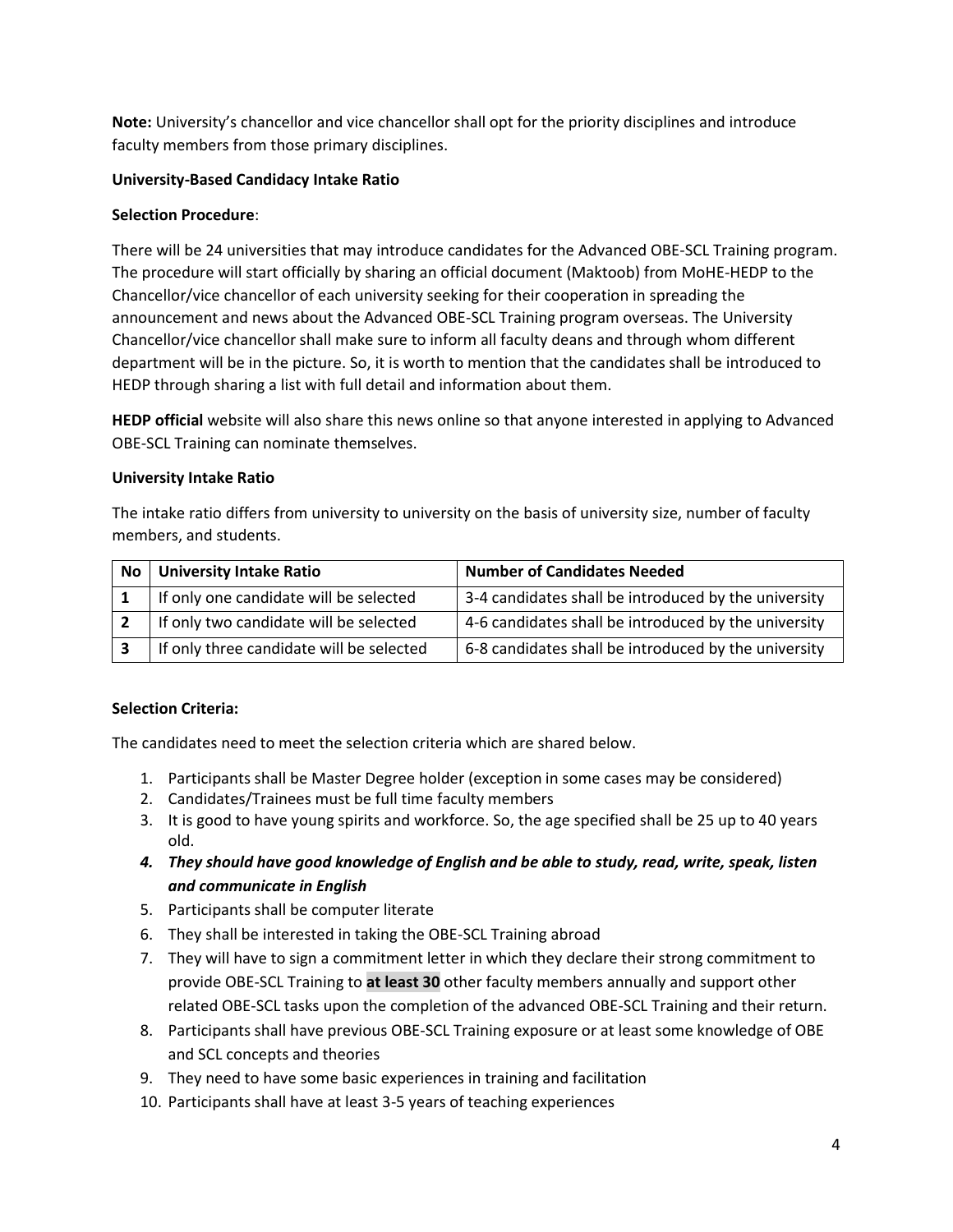**Note:** University's chancellor and vice chancellor shall opt for the priority disciplines and introduce faculty members from those primary disciplines.

**University-Based Candidacy Intake Ratio**

**Selection Procedure**:

There will be 24 universities that may introduce candidates for the Advanced OBE-SCL Training program. The procedure will start officially by sharing an official document (Maktoob) from MoHE-HEDP to the Chancellor/vice chancellor of each university seeking for their cooperation in spreading the announcement and news about the Advanced OBE-SCL Training program overseas. The University Chancellor/vice chancellor shall make sure to inform all faculty deans and through whom different department will be in the picture. So, it is worth to mention that the candidates shall be introduced to HEDP through sharing a list with full detail and information about them.

**HEDP official** website will also share this news online so that anyone interested in applying to Advanced OBE-SCL Training can nominate themselves.

**University Intake Ratio**

The intake ratio differs from university to university on the basis of university size, number of faculty members, and students.

| No | University Intake Ratio | Number of Candidates Needed |
|---|---|---|
| 1 | If only one candidate will be selected | 3-4 candidates shall be introduced by the university |
| 2 | If only two candidate will be selected | 4-6 candidates shall be introduced by the university |
| 3 | If only three candidate will be selected | 6-8 candidates shall be introduced by the university |

**Selection Criteria:**

The candidates need to meet the selection criteria which are shared below.

1. Participants shall be Master Degree holder (exception in some cases may be considered)
2. Candidates/Trainees must be full time faculty members
3. It is good to have young spirits and workforce. So, the age specified shall be 25 up to 40 years old.
4. ***They should have good knowledge of English and be able to study, read, write, speak, listen and communicate in English***
5. Participants shall be computer literate
6. They shall be interested in taking the OBE-SCL Training abroad
7. They will have to sign a commitment letter in which they declare their strong commitment to provide OBE-SCL Training to **at least 30** other faculty members annually and support other related OBE-SCL tasks upon the completion of the advanced OBE-SCL Training and their return.
8. Participants shall have previous OBE-SCL Training exposure or at least some knowledge of OBE and SCL concepts and theories
9. They need to have some basic experiences in training and facilitation
10. Participants shall have at least 3-5 years of teaching experiences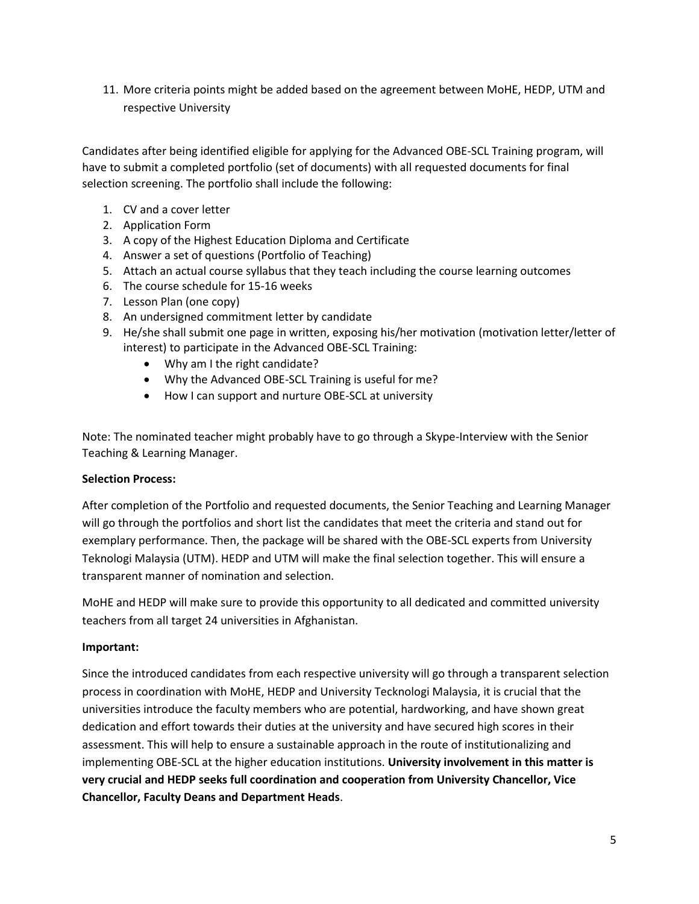11. More criteria points might be added based on the agreement between MoHE, HEDP, UTM and respective University

Candidates after being identified eligible for applying for the Advanced OBE-SCL Training program, will have to submit a completed portfolio (set of documents) with all requested documents for final selection screening. The portfolio shall include the following:

1. CV and a cover letter
2. Application Form
3. A copy of the Highest Education Diploma and Certificate
4. Answer a set of questions (Portfolio of Teaching)
5. Attach an actual course syllabus that they teach including the course learning outcomes
6. The course schedule for 15-16 weeks
7. Lesson Plan (one copy)
8. An undersigned commitment letter by candidate
9. He/she shall submit one page in written, exposing his/her motivation (motivation letter/letter of interest) to participate in the Advanced OBE-SCL Training:
    - Why am I the right candidate?
    - Why the Advanced OBE-SCL Training is useful for me?
    - How I can support and nurture OBE-SCL at university

Note: The nominated teacher might probably have to go through a Skype-Interview with the Senior Teaching & Learning Manager.

**Selection Process:**

After completion of the Portfolio and requested documents, the Senior Teaching and Learning Manager will go through the portfolios and short list the candidates that meet the criteria and stand out for exemplary performance. Then, the package will be shared with the OBE-SCL experts from University Teknologi Malaysia (UTM). HEDP and UTM will make the final selection together. This will ensure a transparent manner of nomination and selection.

MoHE and HEDP will make sure to provide this opportunity to all dedicated and committed university teachers from all target 24 universities in Afghanistan.

**Important:**

Since the introduced candidates from each respective university will go through a transparent selection process in coordination with MoHE, HEDP and University Tecknologi Malaysia, it is crucial that the universities introduce the faculty members who are potential, hardworking, and have shown great dedication and effort towards their duties at the university and have secured high scores in their assessment. This will help to ensure a sustainable approach in the route of institutionalizing and implementing OBE-SCL at the higher education institutions. **University involvement in this matter is very crucial and HEDP seeks full coordination and cooperation from University Chancellor, Vice Chancellor, Faculty Deans and Department Heads**.